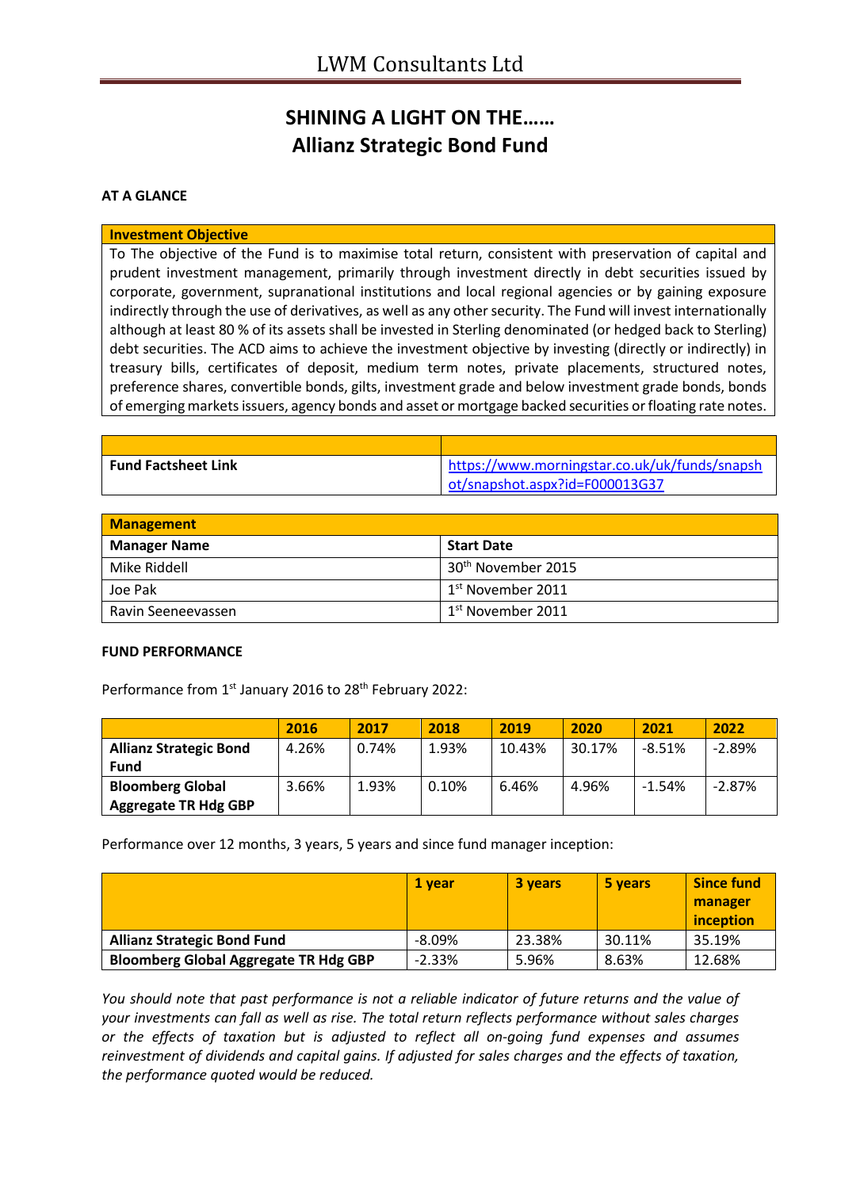# SHINING A LIGHT ON THE……
# Allianz Strategic Bond Fund

**AT A GLANCE**

| Investment Objective |
|---|
| To The objective of the Fund is to maximise total return, consistent with preservation of capital and prudent investment management, primarily through investment directly in debt securities issued by corporate, government, supranational institutions and local regional agencies or by gaining exposure indirectly through the use of derivatives, as well as any other security. The Fund will invest internationally although at least 80 % of its assets shall be invested in Sterling denominated (or hedged back to Sterling) debt securities. The ACD aims to achieve the investment objective by investing (directly or indirectly) in treasury bills, certificates of deposit, medium term notes, private placements, structured notes, preference shares, convertible bonds, gilts, investment grade and below investment grade bonds, bonds of emerging markets issuers, agency bonds and asset or mortgage backed securities or floating rate notes. |

| | |
|---|---|
| **Fund Factsheet Link** | https://www.morningstar.co.uk/uk/funds/snapshot/snapshot.aspx?id=F000013G37 |

| Management | |
|---|---|
| **Manager Name** | **Start Date** |
| Mike Riddell | 30th November 2015 |
| Joe Pak | 1st November 2011 |
| Ravin Seeneevassen | 1st November 2011 |

**FUND PERFORMANCE**

Performance from 1st January 2016 to 28th February 2022:

| | 2016 | 2017 | 2018 | 2019 | 2020 | 2021 | 2022 |
|---|---|---|---|---|---|---|---|
| **Allianz Strategic Bond Fund** | 4.26% | 0.74% | 1.93% | 10.43% | 30.17% | -8.51% | -2.89% |
| **Bloomberg Global Aggregate TR Hdg GBP** | 3.66% | 1.93% | 0.10% | 6.46% | 4.96% | -1.54% | -2.87% |

Performance over 12 months, 3 years, 5 years and since fund manager inception:

| | 1 year | 3 years | 5 years | Since fund manager inception |
|---|---|---|---|---|
| **Allianz Strategic Bond Fund** | -8.09% | 23.38% | 30.11% | 35.19% |
| **Bloomberg Global Aggregate TR Hdg GBP** | -2.33% | 5.96% | 8.63% | 12.68% |

*You should note that past performance is not a reliable indicator of future returns and the value of your investments can fall as well as rise. The total return reflects performance without sales charges or the effects of taxation but is adjusted to reflect all on-going fund expenses and assumes reinvestment of dividends and capital gains. If adjusted for sales charges and the effects of taxation, the performance quoted would be reduced.*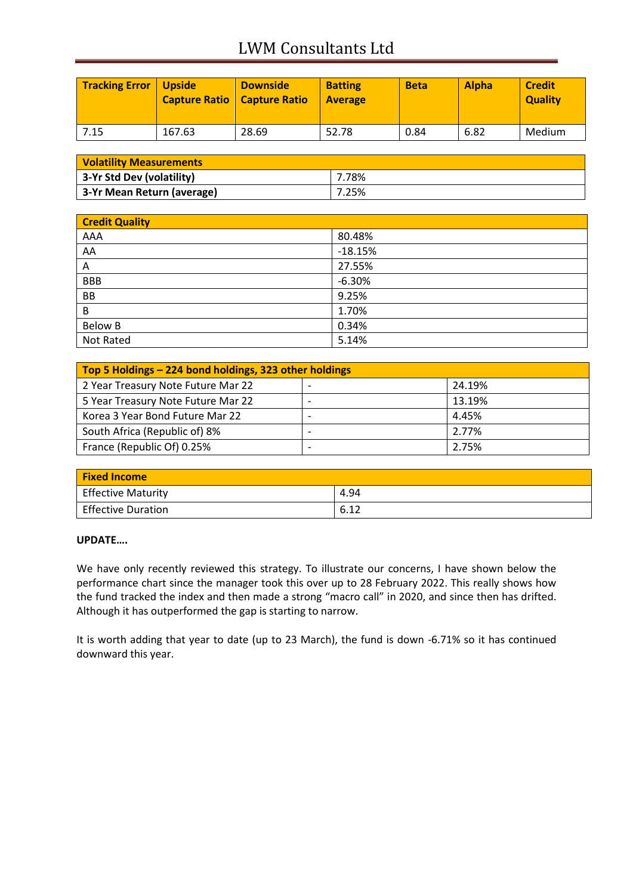| Tracking Error | Upside Capture Ratio | Downside Capture Ratio | Batting Average | Beta | Alpha | Credit Quality |
|---|---|---|---|---|---|---|
| 7.15 | 167.63 | 28.69 | 52.78 | 0.84 | 6.82 | Medium |

| Volatility Measurements | |
|---|---|
| **3-Yr Std Dev (volatility)** | 7.78% |
| **3-Yr Mean Return (average)** | 7.25% |

| Credit Quality | |
|---|---|
| AAA | 80.48% |
| AA | -18.15% |
| A | 27.55% |
| BBB | -6.30% |
| BB | 9.25% |
| B | 1.70% |
| Below B | 0.34% |
| Not Rated | 5.14% |

| Top 5 Holdings – 224 bond holdings, 323 other holdings | | |
|---|---|---|
| 2 Year Treasury Note Future Mar 22 | - | 24.19% |
| 5 Year Treasury Note Future Mar 22 | - | 13.19% |
| Korea 3 Year Bond Future Mar 22 | - | 4.45% |
| South Africa (Republic of) 8% | - | 2.77% |
| France (Republic Of) 0.25% | - | 2.75% |

| Fixed Income | |
|---|---|
| Effective Maturity | 4.94 |
| Effective Duration | 6.12 |

**UPDATE….**

We have only recently reviewed this strategy. To illustrate our concerns, I have shown below the performance chart since the manager took this over up to 28 February 2022. This really shows how the fund tracked the index and then made a strong "macro call" in 2020, and since then has drifted. Although it has outperformed the gap is starting to narrow.

It is worth adding that year to date (up to 23 March), the fund is down -6.71% so it has continued downward this year.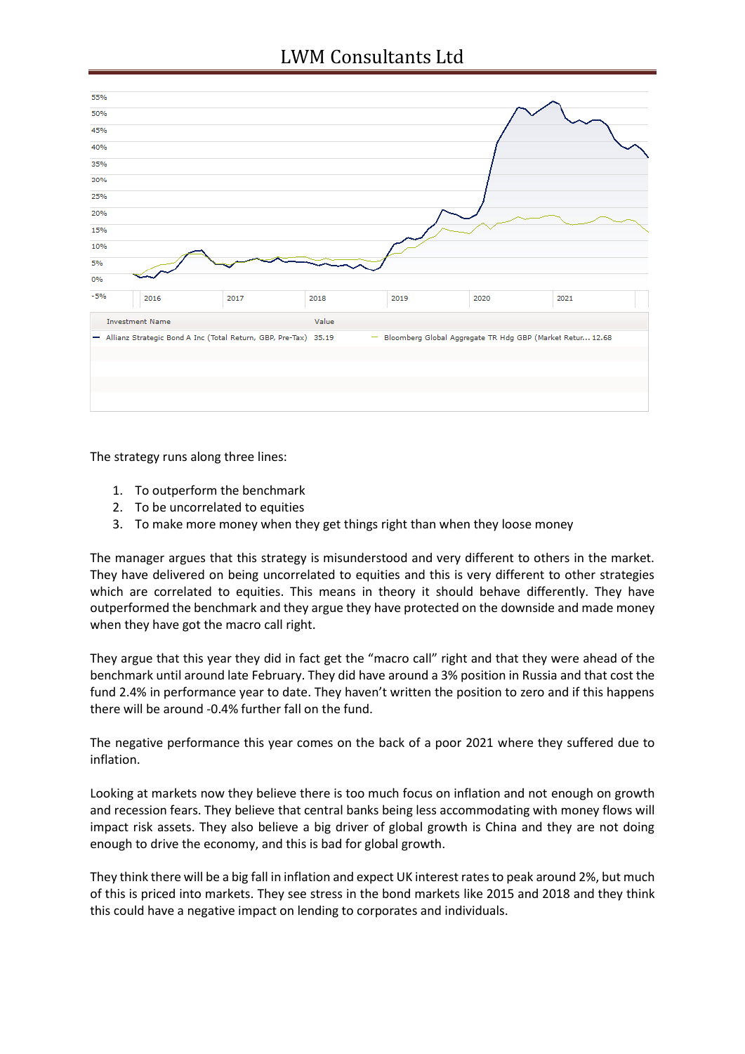| Investment Name | Value | | |
|---|---|---|---|
| Allianz Strategic Bond A Inc (Total Return, GBP, Pre-Tax) | 35.19 | Bloomberg Global Aggregate TR Hdg GBP (Market Retur... | 12.68 |

The strategy runs along three lines:

1. To outperform the benchmark
2. To be uncorrelated to equities
3. To make more money when they get things right than when they loose money

The manager argues that this strategy is misunderstood and very different to others in the market. They have delivered on being uncorrelated to equities and this is very different to other strategies which are correlated to equities. This means in theory it should behave differently. They have outperformed the benchmark and they argue they have protected on the downside and made money when they have got the macro call right.

They argue that this year they did in fact get the "macro call" right and that they were ahead of the benchmark until around late February. They did have around a 3% position in Russia and that cost the fund 2.4% in performance year to date. They haven't written the position to zero and if this happens there will be around -0.4% further fall on the fund.

The negative performance this year comes on the back of a poor 2021 where they suffered due to inflation.

Looking at markets now they believe there is too much focus on inflation and not enough on growth and recession fears. They believe that central banks being less accommodating with money flows will impact risk assets. They also believe a big driver of global growth is China and they are not doing enough to drive the economy, and this is bad for global growth.

They think there will be a big fall in inflation and expect UK interest rates to peak around 2%, but much of this is priced into markets. They see stress in the bond markets like 2015 and 2018 and they think this could have a negative impact on lending to corporates and individuals.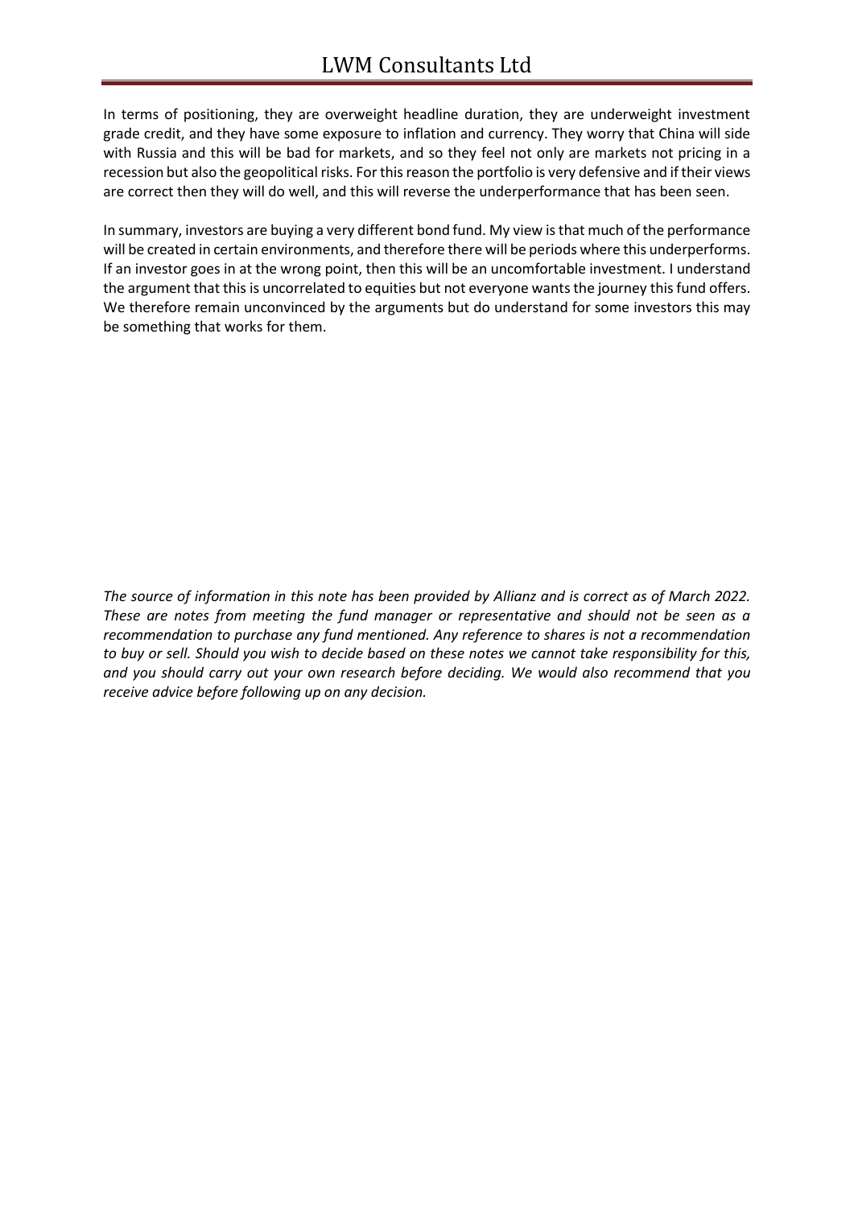In terms of positioning, they are overweight headline duration, they are underweight investment grade credit, and they have some exposure to inflation and currency. They worry that China will side with Russia and this will be bad for markets, and so they feel not only are markets not pricing in a recession but also the geopolitical risks. For this reason the portfolio is very defensive and if their views are correct then they will do well, and this will reverse the underperformance that has been seen.

In summary, investors are buying a very different bond fund. My view is that much of the performance will be created in certain environments, and therefore there will be periods where this underperforms. If an investor goes in at the wrong point, then this will be an uncomfortable investment. I understand the argument that this is uncorrelated to equities but not everyone wants the journey this fund offers. We therefore remain unconvinced by the arguments but do understand for some investors this may be something that works for them.

*The source of information in this note has been provided by Allianz and is correct as of March 2022. These are notes from meeting the fund manager or representative and should not be seen as a recommendation to purchase any fund mentioned. Any reference to shares is not a recommendation to buy or sell. Should you wish to decide based on these notes we cannot take responsibility for this, and you should carry out your own research before deciding. We would also recommend that you receive advice before following up on any decision.*